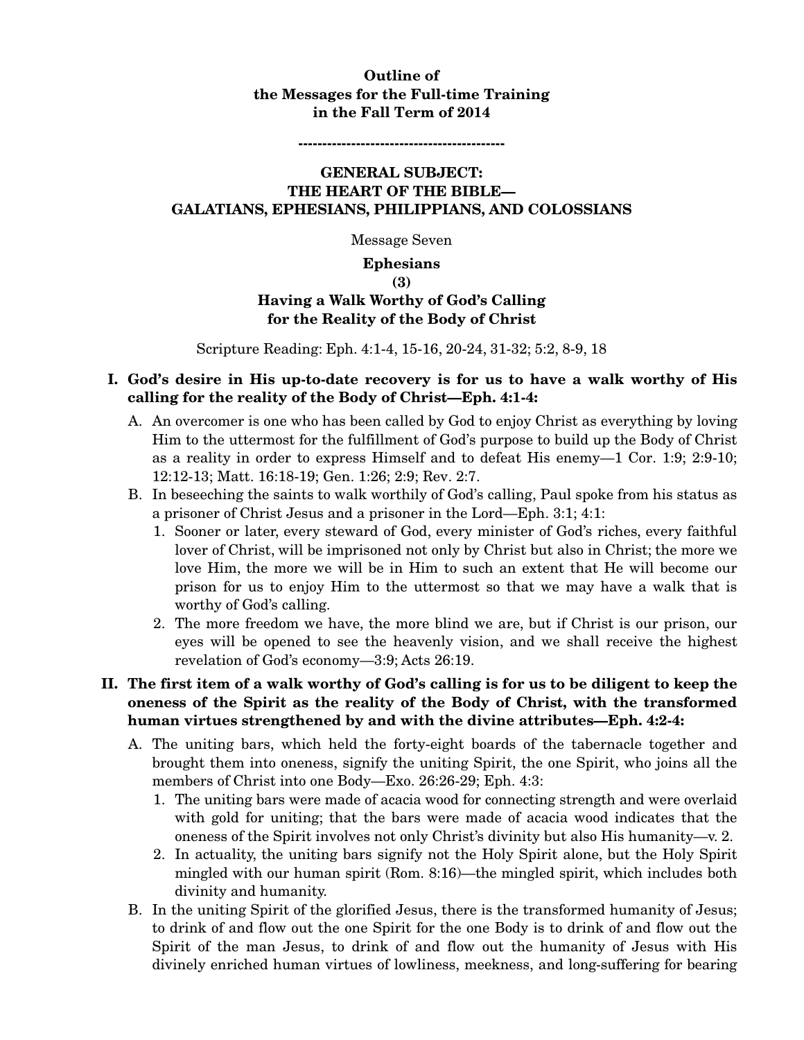**Outline of**
**the Messages for the Full-time Training**
**in the Fall Term of 2014**

------------------------------------------

# GENERAL SUBJECT: THE HEART OF THE BIBLE—GALATIANS, EPHESIANS, PHILIPPIANS, AND COLOSSIANS

Message Seven

## Ephesians (3) Having a Walk Worthy of God's Calling for the Reality of the Body of Christ

Scripture Reading: Eph. 4:1-4, 15-16, 20-24, 31-32; 5:2, 8-9, 18

**I. God's desire in His up-to-date recovery is for us to have a walk worthy of His calling for the reality of the Body of Christ—Eph. 4:1-4:**

A. An overcomer is one who has been called by God to enjoy Christ as everything by loving Him to the uttermost for the fulfillment of God's purpose to build up the Body of Christ as a reality in order to express Himself and to defeat His enemy—1 Cor. 1:9; 2:9-10; 12:12-13; Matt. 16:18-19; Gen. 1:26; 2:9; Rev. 2:7.

B. In beseeching the saints to walk worthily of God's calling, Paul spoke from his status as a prisoner of Christ Jesus and a prisoner in the Lord—Eph. 3:1; 4:1:

1. Sooner or later, every steward of God, every minister of God's riches, every faithful lover of Christ, will be imprisoned not only by Christ but also in Christ; the more we love Him, the more we will be in Him to such an extent that He will become our prison for us to enjoy Him to the uttermost so that we may have a walk that is worthy of God's calling.

2. The more freedom we have, the more blind we are, but if Christ is our prison, our eyes will be opened to see the heavenly vision, and we shall receive the highest revelation of God's economy—3:9; Acts 26:19.

**II. The first item of a walk worthy of God's calling is for us to be diligent to keep the oneness of the Spirit as the reality of the Body of Christ, with the transformed human virtues strengthened by and with the divine attributes—Eph. 4:2-4:**

A. The uniting bars, which held the forty-eight boards of the tabernacle together and brought them into oneness, signify the uniting Spirit, the one Spirit, who joins all the members of Christ into one Body—Exo. 26:26-29; Eph. 4:3:

1. The uniting bars were made of acacia wood for connecting strength and were overlaid with gold for uniting; that the bars were made of acacia wood indicates that the oneness of the Spirit involves not only Christ's divinity but also His humanity—v. 2.

2. In actuality, the uniting bars signify not the Holy Spirit alone, but the Holy Spirit mingled with our human spirit (Rom. 8:16)—the mingled spirit, which includes both divinity and humanity.

B. In the uniting Spirit of the glorified Jesus, there is the transformed humanity of Jesus; to drink of and flow out the one Spirit for the one Body is to drink of and flow out the Spirit of the man Jesus, to drink of and flow out the humanity of Jesus with His divinely enriched human virtues of lowliness, meekness, and long-suffering for bearing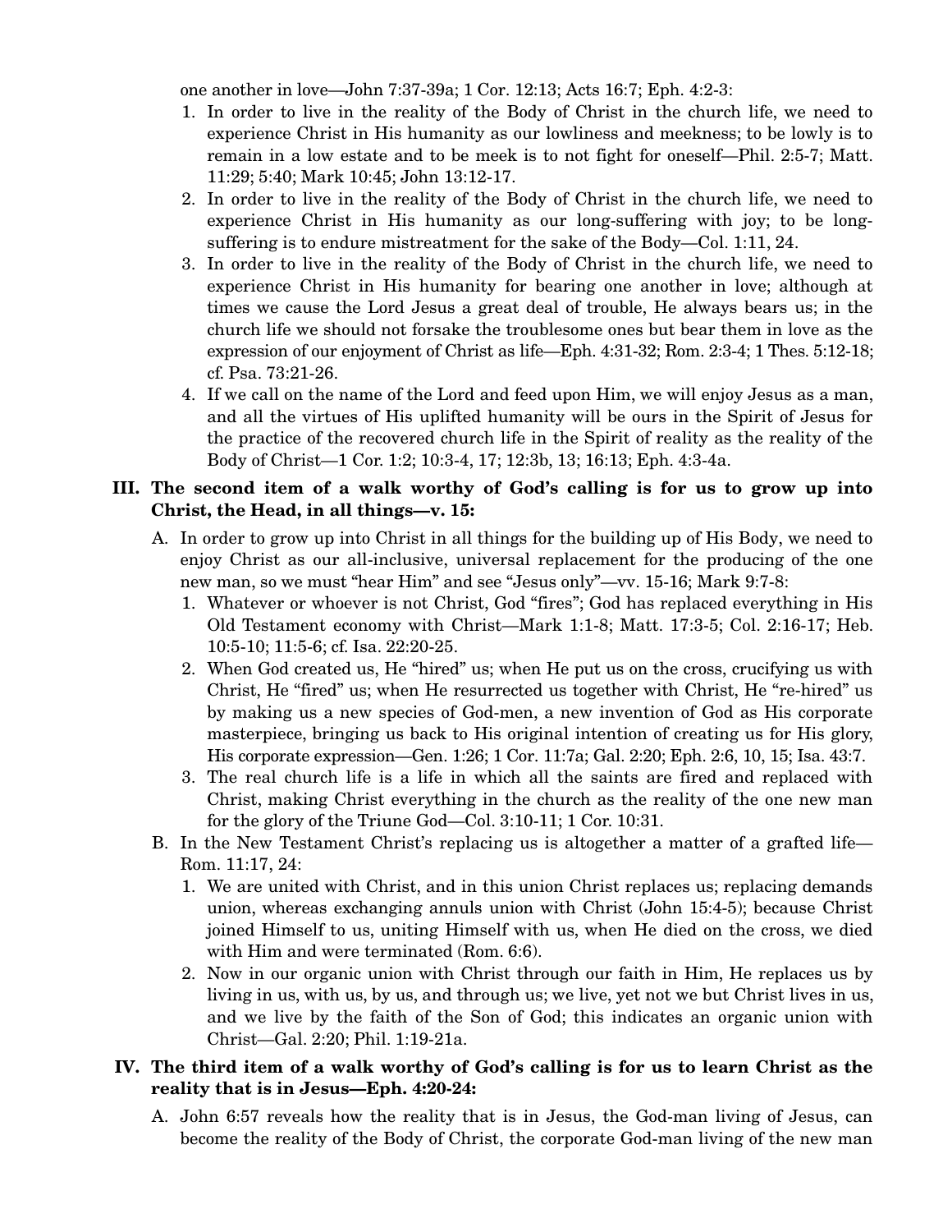one another in love—John 7:37-39a; 1 Cor. 12:13; Acts 16:7; Eph. 4:2-3:

1. In order to live in the reality of the Body of Christ in the church life, we need to experience Christ in His humanity as our lowliness and meekness; to be lowly is to remain in a low estate and to be meek is to not fight for oneself—Phil. 2:5-7; Matt. 11:29; 5:40; Mark 10:45; John 13:12-17.
2. In order to live in the reality of the Body of Christ in the church life, we need to experience Christ in His humanity as our long-suffering with joy; to be long-suffering is to endure mistreatment for the sake of the Body—Col. 1:11, 24.
3. In order to live in the reality of the Body of Christ in the church life, we need to experience Christ in His humanity for bearing one another in love; although at times we cause the Lord Jesus a great deal of trouble, He always bears us; in the church life we should not forsake the troublesome ones but bear them in love as the expression of our enjoyment of Christ as life—Eph. 4:31-32; Rom. 2:3-4; 1 Thes. 5:12-18; cf. Psa. 73:21-26.
4. If we call on the name of the Lord and feed upon Him, we will enjoy Jesus as a man, and all the virtues of His uplifted humanity will be ours in the Spirit of Jesus for the practice of the recovered church life in the Spirit of reality as the reality of the Body of Christ—1 Cor. 1:2; 10:3-4, 17; 12:3b, 13; 16:13; Eph. 4:3-4a.

## III. The second item of a walk worthy of God's calling is for us to grow up into Christ, the Head, in all things—v. 15:

A. In order to grow up into Christ in all things for the building up of His Body, we need to enjoy Christ as our all-inclusive, universal replacement for the producing of the one new man, so we must "hear Him" and see "Jesus only"—vv. 15-16; Mark 9:7-8:

1. Whatever or whoever is not Christ, God "fires"; God has replaced everything in His Old Testament economy with Christ—Mark 1:1-8; Matt. 17:3-5; Col. 2:16-17; Heb. 10:5-10; 11:5-6; cf. Isa. 22:20-25.
2. When God created us, He "hired" us; when He put us on the cross, crucifying us with Christ, He "fired" us; when He resurrected us together with Christ, He "re-hired" us by making us a new species of God-men, a new invention of God as His corporate masterpiece, bringing us back to His original intention of creating us for His glory, His corporate expression—Gen. 1:26; 1 Cor. 11:7a; Gal. 2:20; Eph. 2:6, 10, 15; Isa. 43:7.
3. The real church life is a life in which all the saints are fired and replaced with Christ, making Christ everything in the church as the reality of the one new man for the glory of the Triune God—Col. 3:10-11; 1 Cor. 10:31.

B. In the New Testament Christ's replacing us is altogether a matter of a grafted life—Rom. 11:17, 24:

1. We are united with Christ, and in this union Christ replaces us; replacing demands union, whereas exchanging annuls union with Christ (John 15:4-5); because Christ joined Himself to us, uniting Himself with us, when He died on the cross, we died with Him and were terminated (Rom. 6:6).
2. Now in our organic union with Christ through our faith in Him, He replaces us by living in us, with us, by us, and through us; we live, yet not we but Christ lives in us, and we live by the faith of the Son of God; this indicates an organic union with Christ—Gal. 2:20; Phil. 1:19-21a.

## IV. The third item of a walk worthy of God's calling is for us to learn Christ as the reality that is in Jesus—Eph. 4:20-24:

A. John 6:57 reveals how the reality that is in Jesus, the God-man living of Jesus, can become the reality of the Body of Christ, the corporate God-man living of the new man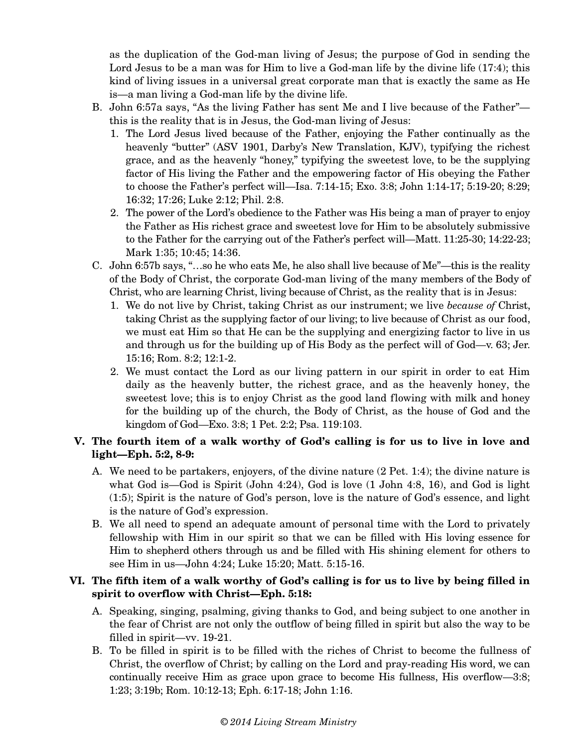as the duplication of the God-man living of Jesus; the purpose of God in sending the Lord Jesus to be a man was for Him to live a God-man life by the divine life (17:4); this kind of living issues in a universal great corporate man that is exactly the same as He is—a man living a God-man life by the divine life.

B. John 6:57a says, "As the living Father has sent Me and I live because of the Father"—this is the reality that is in Jesus, the God-man living of Jesus:

1. The Lord Jesus lived because of the Father, enjoying the Father continually as the heavenly "butter" (ASV 1901, Darby's New Translation, KJV), typifying the richest grace, and as the heavenly "honey," typifying the sweetest love, to be the supplying factor of His living the Father and the empowering factor of His obeying the Father to choose the Father's perfect will—Isa. 7:14-15; Exo. 3:8; John 1:14-17; 5:19-20; 8:29; 16:32; 17:26; Luke 2:12; Phil. 2:8.
2. The power of the Lord's obedience to the Father was His being a man of prayer to enjoy the Father as His richest grace and sweetest love for Him to be absolutely submissive to the Father for the carrying out of the Father's perfect will—Matt. 11:25-30; 14:22-23; Mark 1:35; 10:45; 14:36.

C. John 6:57b says, "…so he who eats Me, he also shall live because of Me"—this is the reality of the Body of Christ, the corporate God-man living of the many members of the Body of Christ, who are learning Christ, living because of Christ, as the reality that is in Jesus:

1. We do not live by Christ, taking Christ as our instrument; we live *because of* Christ, taking Christ as the supplying factor of our living; to live because of Christ as our food, we must eat Him so that He can be the supplying and energizing factor to live in us and through us for the building up of His Body as the perfect will of God—v. 63; Jer. 15:16; Rom. 8:2; 12:1-2.
2. We must contact the Lord as our living pattern in our spirit in order to eat Him daily as the heavenly butter, the richest grace, and as the heavenly honey, the sweetest love; this is to enjoy Christ as the good land flowing with milk and honey for the building up of the church, the Body of Christ, as the house of God and the kingdom of God—Exo. 3:8; 1 Pet. 2:2; Psa. 119:103.

## V. The fourth item of a walk worthy of God's calling is for us to live in love and light—Eph. 5:2, 8-9:

A. We need to be partakers, enjoyers, of the divine nature (2 Pet. 1:4); the divine nature is what God is—God is Spirit (John 4:24), God is love (1 John 4:8, 16), and God is light (1:5); Spirit is the nature of God's person, love is the nature of God's essence, and light is the nature of God's expression.

B. We all need to spend an adequate amount of personal time with the Lord to privately fellowship with Him in our spirit so that we can be filled with His loving essence for Him to shepherd others through us and be filled with His shining element for others to see Him in us—John 4:24; Luke 15:20; Matt. 5:15-16.

## VI. The fifth item of a walk worthy of God's calling is for us to live by being filled in spirit to overflow with Christ—Eph. 5:18:

A. Speaking, singing, psalming, giving thanks to God, and being subject to one another in the fear of Christ are not only the outflow of being filled in spirit but also the way to be filled in spirit—vv. 19-21.

B. To be filled in spirit is to be filled with the riches of Christ to become the fullness of Christ, the overflow of Christ; by calling on the Lord and pray-reading His word, we can continually receive Him as grace upon grace to become His fullness, His overflow—3:8; 1:23; 3:19b; Rom. 10:12-13; Eph. 6:17-18; John 1:16.

*© 2014 Living Stream Ministry*